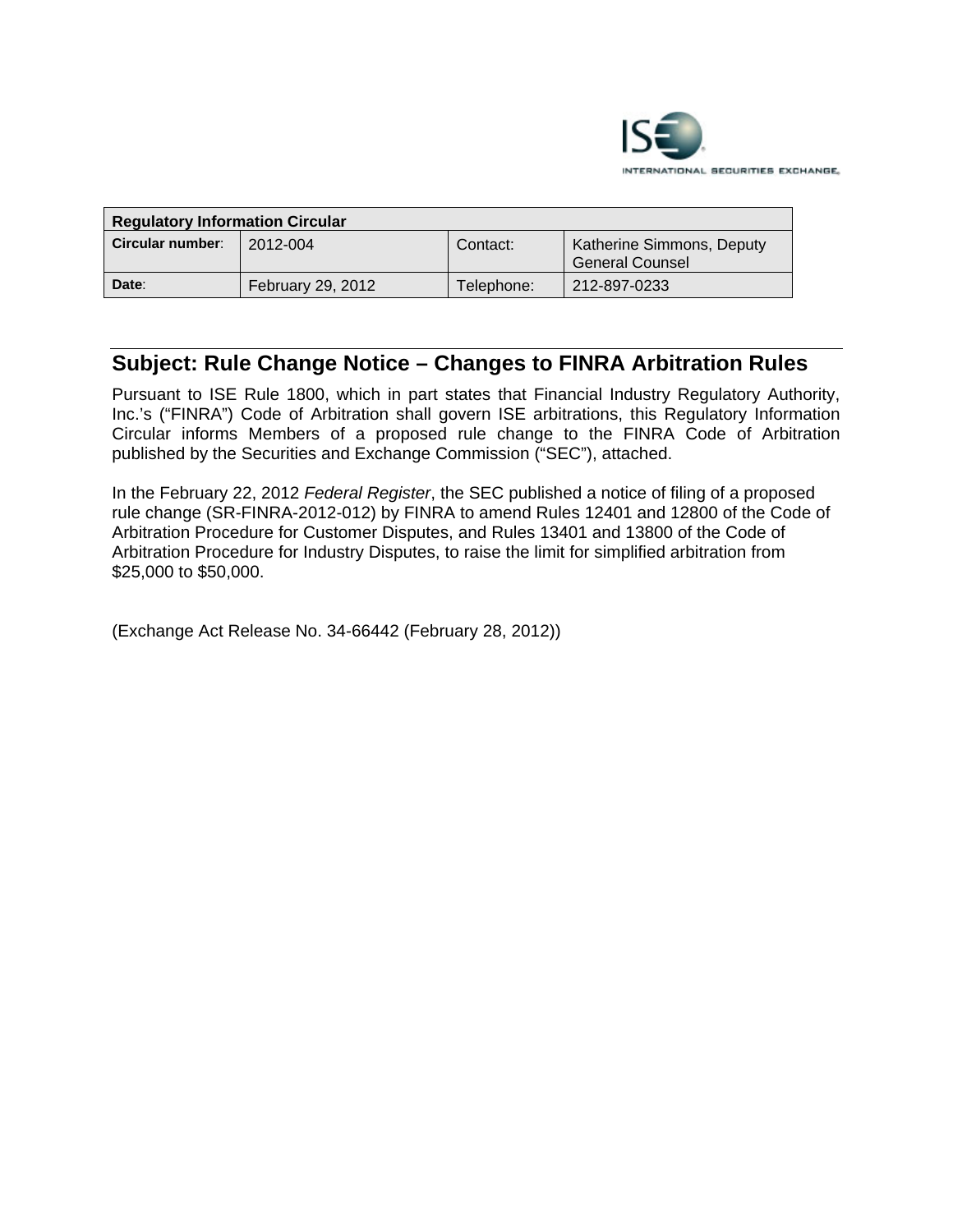INTERNATIONAL SECURITIES EXCHANGE

| Regulatory Information Circular | | | |
|---|---|---|---|
| **Circular number**: | 2012-004 | Contact: | Katherine Simmons, Deputy General Counsel |
| **Date**: | February 29, 2012 | Telephone: | 212-897-0233 |

## Subject: Rule Change Notice – Changes to FINRA Arbitration Rules

Pursuant to ISE Rule 1800, which in part states that Financial Industry Regulatory Authority, Inc.'s ("FINRA") Code of Arbitration shall govern ISE arbitrations, this Regulatory Information Circular informs Members of a proposed rule change to the FINRA Code of Arbitration published by the Securities and Exchange Commission ("SEC"), attached.

In the February 22, 2012 *Federal Register*, the SEC published a notice of filing of a proposed rule change (SR-FINRA-2012-012) by FINRA to amend Rules 12401 and 12800 of the Code of Arbitration Procedure for Customer Disputes, and Rules 13401 and 13800 of the Code of Arbitration Procedure for Industry Disputes, to raise the limit for simplified arbitration from $25,000 to $50,000.

(Exchange Act Release No. 34-66442 (February 28, 2012))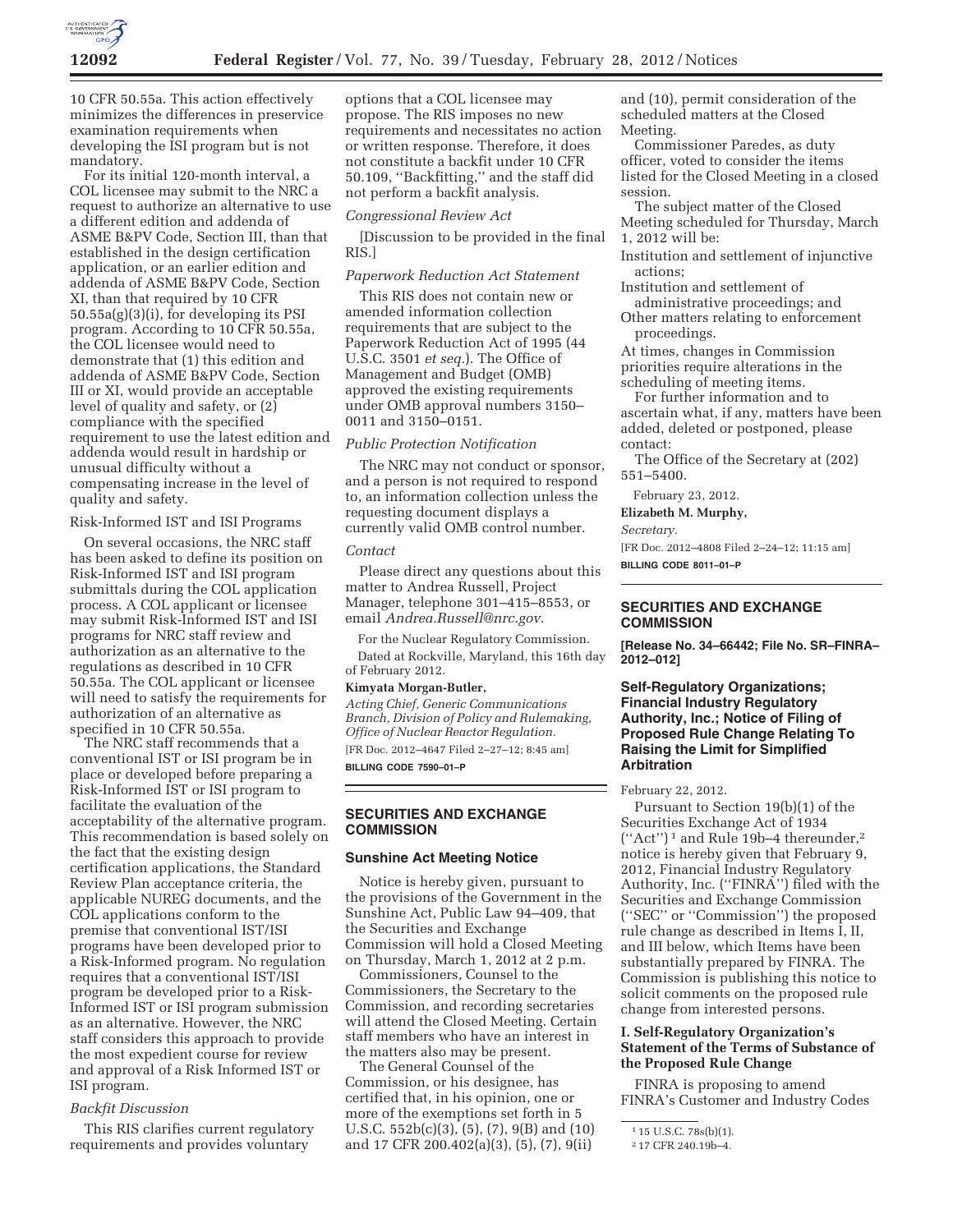10 CFR 50.55a. This action effectively minimizes the differences in preservice examination requirements when developing the ISI program but is not mandatory.

For its initial 120-month interval, a COL licensee may submit to the NRC a request to authorize an alternative to use a different edition and addenda of ASME B&PV Code, Section III, than that established in the design certification application, or an earlier edition and addenda of ASME B&PV Code, Section XI, than that required by 10 CFR 50.55a(g)(3)(i), for developing its PSI program. According to 10 CFR 50.55a, the COL licensee would need to demonstrate that (1) this edition and addenda of ASME B&PV Code, Section III or XI, would provide an acceptable level of quality and safety, or (2) compliance with the specified requirement to use the latest edition and addenda would result in hardship or unusual difficulty without a compensating increase in the level of quality and safety.

Risk-Informed IST and ISI Programs

On several occasions, the NRC staff has been asked to define its position on Risk-Informed IST and ISI program submittals during the COL application process. A COL applicant or licensee may submit Risk-Informed IST and ISI programs for NRC staff review and authorization as an alternative to the regulations as described in 10 CFR 50.55a. The COL applicant or licensee will need to satisfy the requirements for authorization of an alternative as specified in 10 CFR 50.55a.

The NRC staff recommends that a conventional IST or ISI program be in place or developed before preparing a Risk-Informed IST or ISI program to facilitate the evaluation of the acceptability of the alternative program. This recommendation is based solely on the fact that the existing design certification applications, the Standard Review Plan acceptance criteria, the applicable NUREG documents, and the COL applications conform to the premise that conventional IST/ISI programs have been developed prior to a Risk-Informed program. No regulation requires that a conventional IST/ISI program be developed prior to a Risk-Informed IST or ISI program submission as an alternative. However, the NRC staff considers this approach to provide the most expedient course for review and approval of a Risk Informed IST or ISI program.

*Backfit Discussion*

This RIS clarifies current regulatory requirements and provides voluntary options that a COL licensee may propose. The RIS imposes no new requirements and necessitates no action or written response. Therefore, it does not constitute a backfit under 10 CFR 50.109, ''Backfitting,'' and the staff did not perform a backfit analysis.

*Congressional Review Act*

[Discussion to be provided in the final RIS.]

*Paperwork Reduction Act Statement*

This RIS does not contain new or amended information collection requirements that are subject to the Paperwork Reduction Act of 1995 (44 U.S.C. 3501 *et seq.*). The Office of Management and Budget (OMB) approved the existing requirements under OMB approval numbers 3150–0011 and 3150–0151.

*Public Protection Notification*

The NRC may not conduct or sponsor, and a person is not required to respond to, an information collection unless the requesting document displays a currently valid OMB control number.

*Contact*

Please direct any questions about this matter to Andrea Russell, Project Manager, telephone 301–415–8553, or email *Andrea.Russell@nrc.gov.*

For the Nuclear Regulatory Commission.

Dated at Rockville, Maryland, this 16th day of February 2012.

**Kimyata Morgan-Butler,**

*Acting Chief, Generic Communications Branch, Division of Policy and Rulemaking, Office of Nuclear Reactor Regulation.*

[FR Doc. 2012–4647 Filed 2–27–12; 8:45 am]

**BILLING CODE 7590–01–P**

## SECURITIES AND EXCHANGE COMMISSION

### Sunshine Act Meeting Notice

Notice is hereby given, pursuant to the provisions of the Government in the Sunshine Act, Public Law 94–409, that the Securities and Exchange Commission will hold a Closed Meeting on Thursday, March 1, 2012 at 2 p.m.

Commissioners, Counsel to the Commissioners, the Secretary to the Commission, and recording secretaries will attend the Closed Meeting. Certain staff members who have an interest in the matters also may be present.

The General Counsel of the Commission, or his designee, has certified that, in his opinion, one or more of the exemptions set forth in 5 U.S.C. 552b(c)(3), (5), (7), 9(B) and (10) and 17 CFR 200.402(a)(3), (5), (7), 9(ii) and (10), permit consideration of the scheduled matters at the Closed Meeting.

Commissioner Paredes, as duty officer, voted to consider the items listed for the Closed Meeting in a closed session.

The subject matter of the Closed Meeting scheduled for Thursday, March 1, 2012 will be:

Institution and settlement of injunctive actions;
Institution and settlement of administrative proceedings; and
Other matters relating to enforcement proceedings.

At times, changes in Commission priorities require alterations in the scheduling of meeting items.

For further information and to ascertain what, if any, matters have been added, deleted or postponed, please contact:

The Office of the Secretary at (202) 551–5400.

February 23, 2012.

**Elizabeth M. Murphy,**

*Secretary.*

[FR Doc. 2012–4808 Filed 2–24–12; 11:15 am]

**BILLING CODE 8011–01–P**

## SECURITIES AND EXCHANGE COMMISSION

**[Release No. 34–66442; File No. SR–FINRA–2012–012]**

### Self-Regulatory Organizations; Financial Industry Regulatory Authority, Inc.; Notice of Filing of Proposed Rule Change Relating To Raising the Limit for Simplified Arbitration

February 22, 2012.

Pursuant to Section 19(b)(1) of the Securities Exchange Act of 1934 (''Act'')[1] and Rule 19b–4 thereunder,[2] notice is hereby given that February 9, 2012, Financial Industry Regulatory Authority, Inc. (''FINRA'') filed with the Securities and Exchange Commission (''SEC'' or ''Commission'') the proposed rule change as described in Items I, II, and III below, which Items have been substantially prepared by FINRA. The Commission is publishing this notice to solicit comments on the proposed rule change from interested persons.

#### I. Self-Regulatory Organization's Statement of the Terms of Substance of the Proposed Rule Change

FINRA is proposing to amend FINRA's Customer and Industry Codes

---

[1] 15 U.S.C. 78s(b)(1).

[2] 17 CFR 240.19b–4.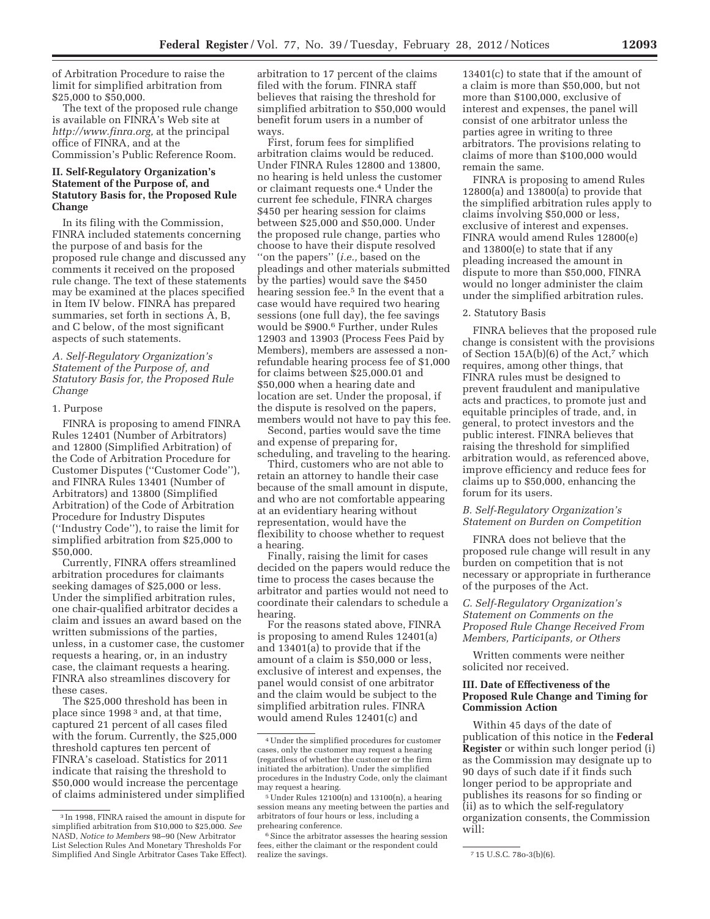of Arbitration Procedure to raise the limit for simplified arbitration from $25,000 to $50,000.

The text of the proposed rule change is available on FINRA's Web site at *http://www.finra.org,* at the principal office of FINRA, and at the Commission's Public Reference Room.

## II. Self-Regulatory Organization's Statement of the Purpose of, and Statutory Basis for, the Proposed Rule Change

In its filing with the Commission, FINRA included statements concerning the purpose of and basis for the proposed rule change and discussed any comments it received on the proposed rule change. The text of these statements may be examined at the places specified in Item IV below. FINRA has prepared summaries, set forth in sections A, B, and C below, of the most significant aspects of such statements.

### *A. Self-Regulatory Organization's Statement of the Purpose of, and Statutory Basis for, the Proposed Rule Change*

#### 1. Purpose

FINRA is proposing to amend FINRA Rules 12401 (Number of Arbitrators) and 12800 (Simplified Arbitration) of the Code of Arbitration Procedure for Customer Disputes (''Customer Code''), and FINRA Rules 13401 (Number of Arbitrators) and 13800 (Simplified Arbitration) of the Code of Arbitration Procedure for Industry Disputes (''Industry Code''), to raise the limit for simplified arbitration from $25,000 to $50,000.

Currently, FINRA offers streamlined arbitration procedures for claimants seeking damages of $25,000 or less. Under the simplified arbitration rules, one chair-qualified arbitrator decides a claim and issues an award based on the written submissions of the parties, unless, in a customer case, the customer requests a hearing, or, in an industry case, the claimant requests a hearing. FINRA also streamlines discovery for these cases.

The $25,000 threshold has been in place since 1998[3] and, at that time, captured 21 percent of all cases filed with the forum. Currently, the $25,000 threshold captures ten percent of FINRA's caseload. Statistics for 2011 indicate that raising the threshold to $50,000 would increase the percentage of claims administered under simplified arbitration to 17 percent of the claims filed with the forum. FINRA staff believes that raising the threshold for simplified arbitration to $50,000 would benefit forum users in a number of ways.

First, forum fees for simplified arbitration claims would be reduced. Under FINRA Rules 12800 and 13800, no hearing is held unless the customer or claimant requests one.[4] Under the current fee schedule, FINRA charges $450 per hearing session for claims between $25,000 and $50,000. Under the proposed rule change, parties who choose to have their dispute resolved ''on the papers'' (*i.e.,* based on the pleadings and other materials submitted by the parties) would save the $450 hearing session fee.[5] In the event that a case would have required two hearing sessions (one full day), the fee savings would be $900.[6] Further, under Rules 12903 and 13903 (Process Fees Paid by Members), members are assessed a non-refundable hearing process fee of $1,000 for claims between $25,000.01 and $50,000 when a hearing date and location are set. Under the proposal, if the dispute is resolved on the papers, members would not have to pay this fee.

Second, parties would save the time and expense of preparing for, scheduling, and traveling to the hearing.

Third, customers who are not able to retain an attorney to handle their case because of the small amount in dispute, and who are not comfortable appearing at an evidentiary hearing without representation, would have the flexibility to choose whether to request a hearing.

Finally, raising the limit for cases decided on the papers would reduce the time to process the cases because the arbitrator and parties would not need to coordinate their calendars to schedule a hearing.

For the reasons stated above, FINRA is proposing to amend Rules 12401(a) and 13401(a) to provide that if the amount of a claim is $50,000 or less, exclusive of interest and expenses, the panel would consist of one arbitrator and the claim would be subject to the simplified arbitration rules. FINRA would amend Rules 12401(c) and 13401(c) to state that if the amount of a claim is more than $50,000, but not more than $100,000, exclusive of interest and expenses, the panel will consist of one arbitrator unless the parties agree in writing to three arbitrators. The provisions relating to claims of more than $100,000 would remain the same.

FINRA is proposing to amend Rules 12800(a) and 13800(a) to provide that the simplified arbitration rules apply to claims involving $50,000 or less, exclusive of interest and expenses. FINRA would amend Rules 12800(e) and 13800(e) to state that if any pleading increased the amount in dispute to more than $50,000, FINRA would no longer administer the claim under the simplified arbitration rules.

#### 2. Statutory Basis

FINRA believes that the proposed rule change is consistent with the provisions of Section 15A(b)(6) of the Act,[7] which requires, among other things, that FINRA rules must be designed to prevent fraudulent and manipulative acts and practices, to promote just and equitable principles of trade, and, in general, to protect investors and the public interest. FINRA believes that raising the threshold for simplified arbitration would, as referenced above, improve efficiency and reduce fees for claims up to $50,000, enhancing the forum for its users.

### *B. Self-Regulatory Organization's Statement on Burden on Competition*

FINRA does not believe that the proposed rule change will result in any burden on competition that is not necessary or appropriate in furtherance of the purposes of the Act.

### *C. Self-Regulatory Organization's Statement on Comments on the Proposed Rule Change Received From Members, Participants, or Others*

Written comments were neither solicited nor received.

## III. Date of Effectiveness of the Proposed Rule Change and Timing for Commission Action

Within 45 days of the date of publication of this notice in the **Federal Register** or within such longer period (i) as the Commission may designate up to 90 days of such date if it finds such longer period to be appropriate and publishes its reasons for so finding or (ii) as to which the self-regulatory organization consents, the Commission will:

---

[3] In 1998, FINRA raised the amount in dispute for simplified arbitration from $10,000 to $25,000. *See* NASD, *Notice to Members* 98–90 (New Arbitrator List Selection Rules And Monetary Thresholds For Simplified And Single Arbitrator Cases Take Effect).

[4] Under the simplified procedures for customer cases, only the customer may request a hearing (regardless of whether the customer or the firm initiated the arbitration). Under the simplified procedures in the Industry Code, only the claimant may request a hearing.

[5] Under Rules 12100(n) and 13100(n), a hearing session means any meeting between the parties and arbitrators of four hours or less, including a prehearing conference.

[6] Since the arbitrator assesses the hearing session fees, either the claimant or the respondent could realize the savings.

[7] 15 U.S.C. 78o-3(b)(6).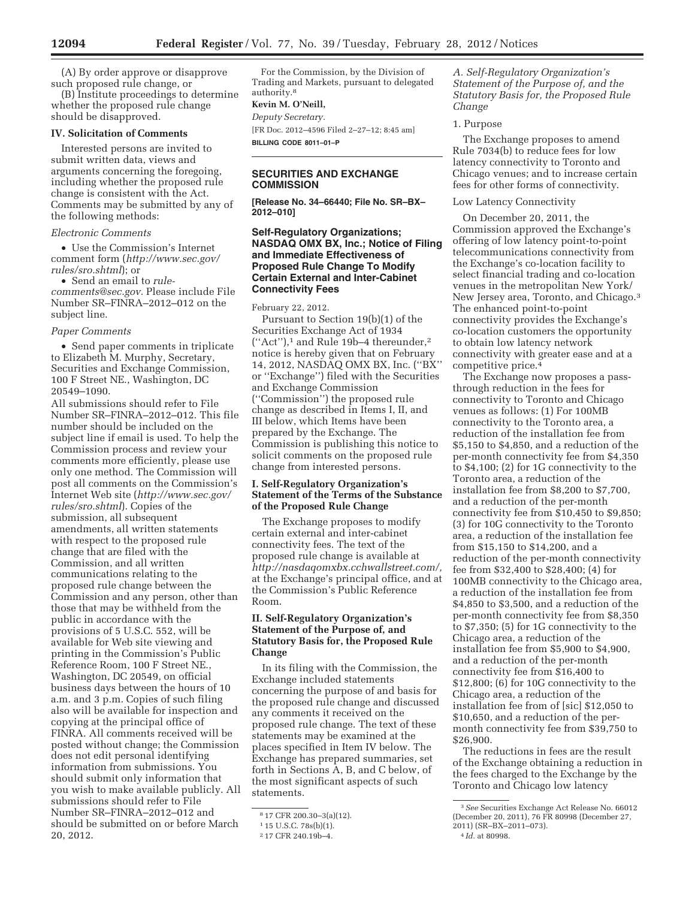(A) By order approve or disapprove such proposed rule change, or

(B) Institute proceedings to determine whether the proposed rule change should be disapproved.

## IV. Solicitation of Comments

Interested persons are invited to submit written data, views and arguments concerning the foregoing, including whether the proposed rule change is consistent with the Act. Comments may be submitted by any of the following methods:

*Electronic Comments*

- Use the Commission's Internet comment form (*http://www.sec.gov/rules/sro.shtml*); or
- Send an email to *rule-comments@sec.gov*. Please include File Number SR–FINRA–2012–012 on the subject line.

*Paper Comments*

- Send paper comments in triplicate to Elizabeth M. Murphy, Secretary, Securities and Exchange Commission, 100 F Street NE., Washington, DC 20549–1090.

All submissions should refer to File Number SR–FINRA–2012–012. This file number should be included on the subject line if email is used. To help the Commission process and review your comments more efficiently, please use only one method. The Commission will post all comments on the Commission's Internet Web site (*http://www.sec.gov/rules/sro.shtml*). Copies of the submission, all subsequent amendments, all written statements with respect to the proposed rule change that are filed with the Commission, and all written communications relating to the proposed rule change between the Commission and any person, other than those that may be withheld from the public in accordance with the provisions of 5 U.S.C. 552, will be available for Web site viewing and printing in the Commission's Public Reference Room, 100 F Street NE., Washington, DC 20549, on official business days between the hours of 10 a.m. and 3 p.m. Copies of such filing also will be available for inspection and copying at the principal office of FINRA. All comments received will be posted without change; the Commission does not edit personal identifying information from submissions. You should submit only information that you wish to make available publicly. All submissions should refer to File Number SR–FINRA–2012–012 and should be submitted on or before March 20, 2012.

For the Commission, by the Division of Trading and Markets, pursuant to delegated authority.[8]

**Kevin M. O'Neill,**

*Deputy Secretary.*

[FR Doc. 2012–4596 Filed 2–27–12; 8:45 am]

**BILLING CODE 8011–01–P**

---

## SECURITIES AND EXCHANGE COMMISSION

**[Release No. 34–66440; File No. SR–BX–2012–010]**

## Self-Regulatory Organizations; NASDAQ OMX BX, Inc.; Notice of Filing and Immediate Effectiveness of Proposed Rule Change To Modify Certain External and Inter-Cabinet Connectivity Fees

February 22, 2012.

Pursuant to Section 19(b)(1) of the Securities Exchange Act of 1934 ("Act"),[1] and Rule 19b–4 thereunder,[2] notice is hereby given that on February 14, 2012, NASDAQ OMX BX, Inc. ("BX" or "Exchange") filed with the Securities and Exchange Commission ("Commission") the proposed rule change as described in Items I, II, and III below, which Items have been prepared by the Exchange. The Commission is publishing this notice to solicit comments on the proposed rule change from interested persons.

### I. Self-Regulatory Organization's Statement of the Terms of the Substance of the Proposed Rule Change

The Exchange proposes to modify certain external and inter-cabinet connectivity fees. The text of the proposed rule change is available at *http://nasdaqomxbx.cchwallstreet.com/,* at the Exchange's principal office, and at the Commission's Public Reference Room.

### II. Self-Regulatory Organization's Statement of the Purpose of, and Statutory Basis for, the Proposed Rule Change

In its filing with the Commission, the Exchange included statements concerning the purpose of and basis for the proposed rule change and discussed any comments it received on the proposed rule change. The text of these statements may be examined at the places specified in Item IV below. The Exchange has prepared summaries, set forth in Sections A, B, and C below, of the most significant aspects of such statements.

*A. Self-Regulatory Organization's Statement of the Purpose of, and the Statutory Basis for, the Proposed Rule Change*

1. Purpose

The Exchange proposes to amend Rule 7034(b) to reduce fees for low latency connectivity to Toronto and Chicago venues; and to increase certain fees for other forms of connectivity.

Low Latency Connectivity

On December 20, 2011, the Commission approved the Exchange's offering of low latency point-to-point telecommunications connectivity from the Exchange's co-location facility to select financial trading and co-location venues in the metropolitan New York/New Jersey area, Toronto, and Chicago.[3] The enhanced point-to-point connectivity provides the Exchange's co-location customers the opportunity to obtain low latency network connectivity with greater ease and at a competitive price.[4]

The Exchange now proposes a pass-through reduction in the fees for connectivity to Toronto and Chicago venues as follows: (1) For 100MB connectivity to the Toronto area, a reduction of the installation fee from \$5,150 to \$4,850, and a reduction of the per-month connectivity fee from \$4,350 to \$4,100; (2) for 1G connectivity to the Toronto area, a reduction of the installation fee from \$8,200 to \$7,700, and a reduction of the per-month connectivity fee from \$10,450 to \$9,850; (3) for 10G connectivity to the Toronto area, a reduction of the installation fee from \$15,150 to \$14,200, and a reduction of the per-month connectivity fee from \$32,400 to \$28,400; (4) for 100MB connectivity to the Chicago area, a reduction of the installation fee from \$4,850 to \$3,500, and a reduction of the per-month connectivity fee from \$8,350 to \$7,350; (5) for 1G connectivity to the Chicago area, a reduction of the installation fee from \$5,900 to \$4,900, and a reduction of the per-month connectivity fee from \$16,400 to \$12,800; (6) for 10G connectivity to the Chicago area, a reduction of the installation fee from of [sic] \$12,050 to \$10,650, and a reduction of the per-month connectivity fee from \$39,750 to \$26,900.

The reductions in fees are the result of the Exchange obtaining a reduction in the fees charged to the Exchange by the Toronto and Chicago low latency

---

[8] 17 CFR 200.30–3(a)(12).

[1] 15 U.S.C. 78s(b)(1).

[2] 17 CFR 240.19b–4.

[3] *See* Securities Exchange Act Release No. 66012 (December 20, 2011), 76 FR 80998 (December 27, 2011) (SR–BX–2011–073).

[4] *Id.* at 80998.